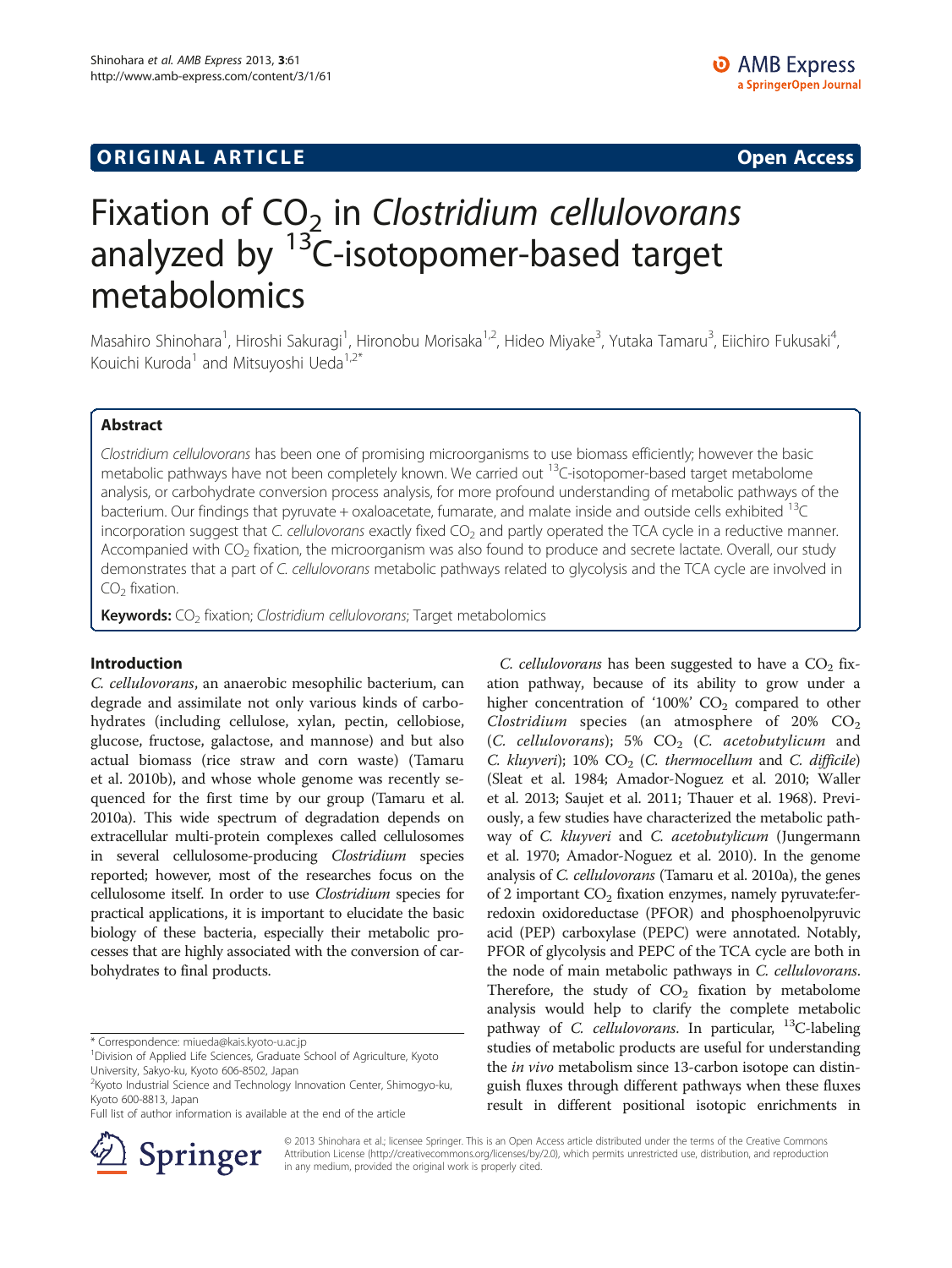**ORIGINAL ARTICLE** **Open Access**

# Fixation of $CO_2$ in *Clostridium cellulovorans* analyzed by $^{13}$C-isotopomer-based target metabolomics

Masahiro Shinohara[1], Hiroshi Sakuragi[1], Hironobu Morisaka[1,2], Hideo Miyake[3], Yutaka Tamaru[3], Eiichiro Fukusaki[4], Kouichi Kuroda[1] and Mitsuyoshi Ueda[1,2*]

## Abstract

*Clostridium cellulovorans* has been one of promising microorganisms to use biomass efficiently; however the basic metabolic pathways have not been completely known. We carried out $^{13}$C-isotopomer-based target metabolome analysis, or carbohydrate conversion process analysis, for more profound understanding of metabolic pathways of the bacterium. Our findings that pyruvate + oxaloacetate, fumarate, and malate inside and outside cells exhibited $^{13}$C incorporation suggest that *C. cellulovorans* exactly fixed $CO_2$ and partly operated the TCA cycle in a reductive manner. Accompanied with $CO_2$ fixation, the microorganism was also found to produce and secrete lactate. Overall, our study demonstrates that a part of *C. cellulovorans* metabolic pathways related to glycolysis and the TCA cycle are involved in $CO_2$ fixation.

**Keywords:** $CO_2$ fixation; *Clostridium cellulovorans*; Target metabolomics

## Introduction

*C. cellulovorans*, an anaerobic mesophilic bacterium, can degrade and assimilate not only various kinds of carbohydrates (including cellulose, xylan, pectin, cellobiose, glucose, fructose, galactose, and mannose) and but also actual biomass (rice straw and corn waste) (Tamaru et al. 2010b), and whose whole genome was recently sequenced for the first time by our group (Tamaru et al. 2010a). This wide spectrum of degradation depends on extracellular multi-protein complexes called cellulosomes in several cellulosome-producing *Clostridium* species reported; however, most of the researches focus on the cellulosome itself. In order to use *Clostridium* species for practical applications, it is important to elucidate the basic biology of these bacteria, especially their metabolic processes that are highly associated with the conversion of carbohydrates to final products.

*C. cellulovorans* has been suggested to have a $CO_2$ fixation pathway, because of its ability to grow under a higher concentration of '100%' $CO_2$ compared to other *Clostridium* species (an atmosphere of 20% $CO_2$ (*C. cellulovorans*); 5% $CO_2$ (*C. acetobutylicum* and *C. kluyveri*); 10% $CO_2$ (*C. thermocellum* and *C. difficile*) (Sleat et al. 1984; Amador-Noguez et al. 2010; Waller et al. 2013; Saujet et al. 2011; Thauer et al. 1968). Previously, a few studies have characterized the metabolic pathway of *C. kluyveri* and *C. acetobutylicum* (Jungermann et al. 1970; Amador-Noguez et al. 2010). In the genome analysis of *C. cellulovorans* (Tamaru et al. 2010a), the genes of 2 important $CO_2$ fixation enzymes, namely pyruvate:ferredoxin oxidoreductase (PFOR) and phosphoenolpyruvic acid (PEP) carboxylase (PEPC) were annotated. Notably, PFOR of glycolysis and PEPC of the TCA cycle are both in the node of main metabolic pathways in *C. cellulovorans*. Therefore, the study of $CO_2$ fixation by metabolome analysis would help to clarify the complete metabolic pathway of *C. cellulovorans*. In particular, $^{13}$C-labeling studies of metabolic products are useful for understanding the *in vivo* metabolism since 13-carbon isotope can distinguish fluxes through different pathways when these fluxes result in different positional isotopic enrichments in

\* Correspondence: miueda@kais.kyoto-u.ac.jp
[1]Division of Applied Life Sciences, Graduate School of Agriculture, Kyoto University, Sakyo-ku, Kyoto 606-8502, Japan
[2]Kyoto Industrial Science and Technology Innovation Center, Shimogyo-ku, Kyoto 600-8813, Japan
Full list of author information is available at the end of the article

© 2013 Shinohara et al.; licensee Springer. This is an Open Access article distributed under the terms of the Creative Commons Attribution License (http://creativecommons.org/licenses/by/2.0), which permits unrestricted use, distribution, and reproduction in any medium, provided the original work is properly cited.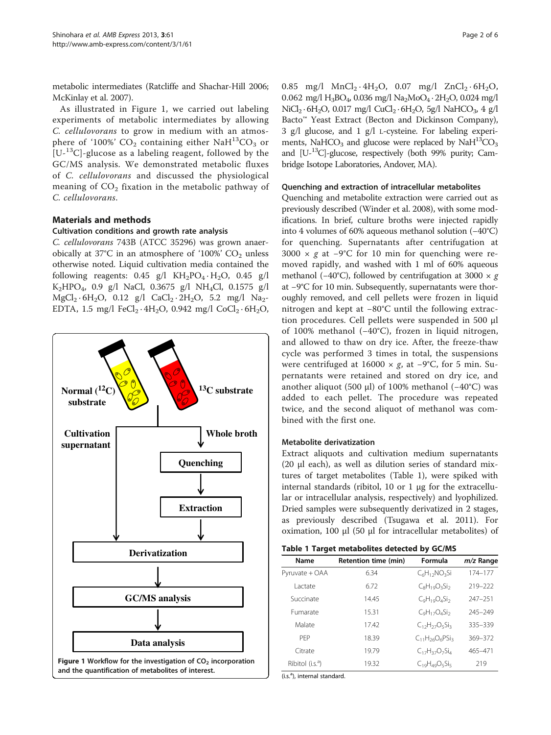metabolic intermediates (Ratcliffe and Shachar-Hill 2006; McKinlay et al. 2007).

As illustrated in Figure 1, we carried out labeling experiments of metabolic intermediates by allowing *C. cellulovorans* to grow in medium with an atmosphere of '100%' $CO_2$ containing either $NaH^{13}CO_3$ or [U-$^{13}$C]-glucose as a labeling reagent, followed by the GC/MS analysis. We demonstrated metabolic fluxes of *C. cellulovorans* and discussed the physiological meaning of $CO_2$ fixation in the metabolic pathway of *C. cellulovorans*.

## Materials and methods

### Cultivation conditions and growth rate analysis

*C. cellulovorans* 743B (ATCC 35296) was grown anaerobically at 37°C in an atmosphere of '100%' $CO_2$ unless otherwise noted. Liquid cultivation media contained the following reagents: 0.45 g/l $KH_2PO_4 \cdot H_2O$, 0.45 g/l $K_2HPO_4$, 0.9 g/l NaCl, 0.3675 g/l $NH_4Cl$, 0.1575 g/l $MgCl_2 \cdot 6H_2O$, 0.12 g/l $CaCl_2 \cdot 2H_2O$, 5.2 mg/l $Na_2$-EDTA, 1.5 mg/l $FeCl_2 \cdot 4H_2O$, 0.942 mg/l $CoCl_2 \cdot 6H_2O$, 0.85 mg/l $MnCl_2 \cdot 4H_2O$, 0.07 mg/l $ZnCl_2 \cdot 6H_2O$, 0.062 mg/l $H_3BO_4$, 0.036 mg/l $Na_2MoO_4 \cdot 2H_2O$, 0.024 mg/l $NiCl_2 \cdot 6H_2O$, 0.017 mg/l $CuCl_2 \cdot 6H_2O$, 5g/l $NaHCO_3$, 4 g/l Bacto™ Yeast Extract (Becton and Dickinson Company), 3 g/l glucose, and 1 g/l L-cysteine. For labeling experiments, $NaHCO_3$ and glucose were replaced by $NaH^{13}CO_3$ and [U-$^{13}$C]-glucose, respectively (both 99% purity; Cambridge Isotope Laboratories, Andover, MA).

Figure 1 Workflow for the investigation of $CO_2$ incorporation and the quantification of metabolites of interest.

### Quenching and extraction of intracellular metabolites

Quenching and metabolite extraction were carried out as previously described (Winder et al. 2008), with some modifications. In brief, culture broths were injected rapidly into 4 volumes of 60% aqueous methanol solution (−40°C) for quenching. Supernatants after centrifugation at 3000 × *g* at −9°C for 10 min for quenching were removed rapidly, and washed with 1 ml of 60% aqueous methanol (−40°C), followed by centrifugation at 3000 × *g* at −9°C for 10 min. Subsequently, supernatants were thoroughly removed, and cell pellets were frozen in liquid nitrogen and kept at −80°C until the following extraction procedures. Cell pellets were suspended in 500 μl of 100% methanol (−40°C), frozen in liquid nitrogen, and allowed to thaw on dry ice. After, the freeze-thaw cycle was performed 3 times in total, the suspensions were centrifuged at 16000 × *g*, at −9°C, for 5 min. Supernatants were retained and stored on dry ice, and another aliquot (500 μl) of 100% methanol (−40°C) was added to each pellet. The procedure was repeated twice, and the second aliquot of methanol was combined with the first one.

### Metabolite derivatization

Extract aliquots and cultivation medium supernatants (20 μl each), as well as dilution series of standard mixtures of target metabolites (Table 1), were spiked with internal standards (ribitol, 10 or 1 μg for the extracellular or intracellular analysis, respectively) and lyophilized. Dried samples were subsequently derivatized in 2 stages, as previously described (Tsugawa et al. 2011). For oximation, 100 μl (50 μl for intracellular metabolites) of

**Table 1 Target metabolites detected by GC/MS**

| Name | Retention time (min) | Formula | *m/z* Range |
|---|---|---|---|
| Pyruvate + OAA | 6.34 | $C_6H_{12}NO_3Si$ | 174–177 |
| Lactate | 6.72 | $C_8H_{19}O_3Si_2$ | 219–222 |
| Succinate | 14.45 | $C_9H_{19}O_4Si_2$ | 247–251 |
| Fumarate | 15.31 | $C_9H_{17}O_4Si_2$ | 245–249 |
| Malate | 17.42 | $C_{12}H_{27}O_5Si_3$ | 335–339 |
| PEP | 18.39 | $C_{11}H_{26}O_6PSi_3$ | 369–372 |
| Citrate | 19.79 | $C_{17}H_{37}O_7Si_4$ | 465–471 |
| Ribitol (i.s.[a]) | 19.32 | $C_{19}H_{49}O_5Si_5$ | 219 |

(i.s.[a]), internal standard.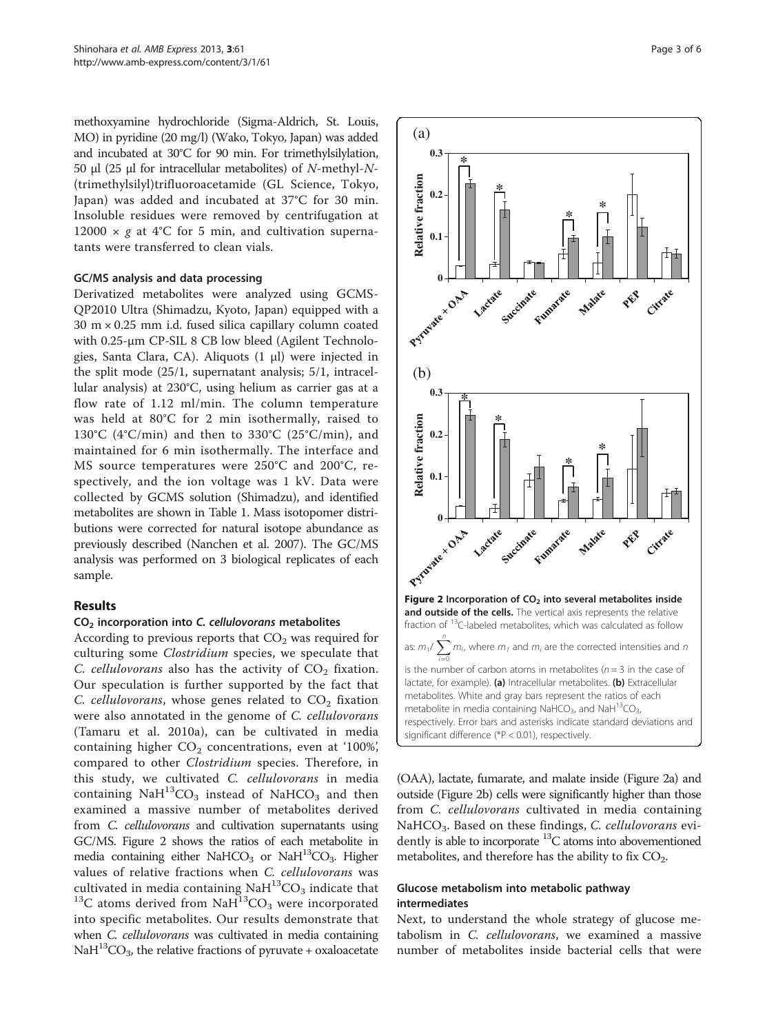methoxyamine hydrochloride (Sigma-Aldrich, St. Louis, MO) in pyridine (20 mg/l) (Wako, Tokyo, Japan) was added and incubated at 30°C for 90 min. For trimethylsilylation, 50 μl (25 μl for intracellular metabolites) of *N*-methyl-*N*-(trimethylsilyl)trifluoroacetamide (GL Science, Tokyo, Japan) was added and incubated at 37°C for 30 min. Insoluble residues were removed by centrifugation at 12000 × *g* at 4°C for 5 min, and cultivation supernatants were transferred to clean vials.

### GC/MS analysis and data processing

Derivatized metabolites were analyzed using GCMS-QP2010 Ultra (Shimadzu, Kyoto, Japan) equipped with a 30 m × 0.25 mm i.d. fused silica capillary column coated with 0.25-μm CP-SIL 8 CB low bleed (Agilent Technologies, Santa Clara, CA). Aliquots (1 μl) were injected in the split mode (25/1, supernatant analysis; 5/1, intracellular analysis) at 230°C, using helium as carrier gas at a flow rate of 1.12 ml/min. The column temperature was held at 80°C for 2 min isothermally, raised to 130°C (4°C/min) and then to 330°C (25°C/min), and maintained for 6 min isothermally. The interface and MS source temperatures were 250°C and 200°C, respectively, and the ion voltage was 1 kV. Data were collected by GCMS solution (Shimadzu), and identified metabolites are shown in Table 1. Mass isotopomer distributions were corrected for natural isotope abundance as previously described (Nanchen et al. 2007). The GC/MS analysis was performed on 3 biological replicates of each sample.

## Results

### $CO_2$ incorporation into *C. cellulovorans* metabolites

According to previous reports that $CO_2$ was required for culturing some *Clostridium* species, we speculate that *C. cellulovorans* also has the activity of $CO_2$ fixation. Our speculation is further supported by the fact that *C. cellulovorans*, whose genes related to $CO_2$ fixation were also annotated in the genome of *C. cellulovorans* (Tamaru et al. 2010a), can be cultivated in media containing higher $CO_2$ concentrations, even at '100%', compared to other *Clostridium* species. Therefore, in this study, we cultivated *C. cellulovorans* in media containing $NaH^{13}CO_3$ instead of $NaHCO_3$ and then examined a massive number of metabolites derived from *C. cellulovorans* and cultivation supernatants using GC/MS. Figure 2 shows the ratios of each metabolite in media containing either $NaHCO_3$ or $NaH^{13}CO_3$. Higher values of relative fractions when *C. cellulovorans* was cultivated in media containing $NaH^{13}CO_3$ indicate that $^{13}C$ atoms derived from $NaH^{13}CO_3$ were incorporated into specific metabolites. Our results demonstrate that when *C. cellulovorans* was cultivated in media containing $NaH^{13}CO_3$, the relative fractions of pyruvate + oxaloacetate (OAA), lactate, fumarate, and malate inside (Figure 2a) and outside (Figure 2b) cells were significantly higher than those from *C. cellulovorans* cultivated in media containing $NaHCO_3$. Based on these findings, *C. cellulovorans* evidently is able to incorporate $^{13}C$ atoms into abovementioned metabolites, and therefore has the ability to fix $CO_2$.

**Figure 2 Incorporation of $CO_2$ into several metabolites inside and outside of the cells.** The vertical axis represents the relative fraction of $^{13}C$-labeled metabolites, which was calculated as follow as: $m_1/\sum_{i=0}^{n} m_i$, where $m_1$ and $m_i$ are the corrected intensities and $n$ is the number of carbon atoms in metabolites ($n = 3$ in the case of lactate, for example). **(a)** Intracellular metabolites. **(b)** Extracellular metabolites. White and gray bars represent the ratios of each metabolite in media containing $NaHCO_3$, and $NaH^{13}CO_3$, respectively. Error bars and asterisks indicate standard deviations and significant difference (*$P < 0.01$), respectively.

### Glucose metabolism into metabolic pathway intermediates

Next, to understand the whole strategy of glucose metabolism in *C. cellulovorans*, we examined a massive number of metabolites inside bacterial cells that were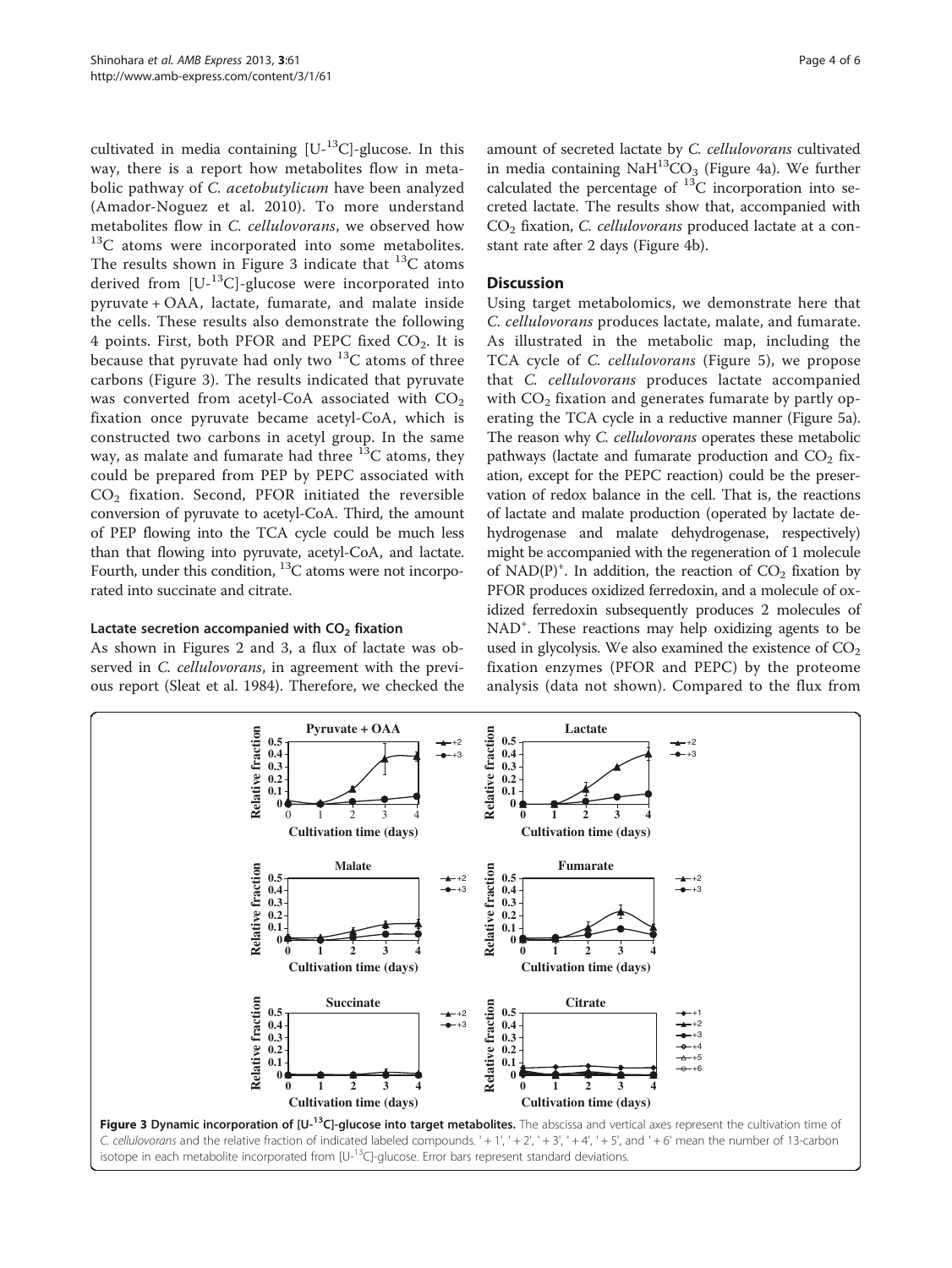cultivated in media containing [U-$^{13}$C]-glucose. In this way, there is a report how metabolites flow in metabolic pathway of *C. acetobutylicum* have been analyzed (Amador-Noguez et al. 2010). To more understand metabolites flow in *C. cellulovorans*, we observed how $^{13}$C atoms were incorporated into some metabolites. The results shown in Figure 3 indicate that $^{13}$C atoms derived from [U-$^{13}$C]-glucose were incorporated into pyruvate + OAA, lactate, fumarate, and malate inside the cells. These results also demonstrate the following 4 points. First, both PFOR and PEPC fixed $CO_2$. It is because that pyruvate had only two $^{13}$C atoms of three carbons (Figure 3). The results indicated that pyruvate was converted from acetyl-CoA associated with $CO_2$ fixation once pyruvate became acetyl-CoA, which is constructed two carbons in acetyl group. In the same way, as malate and fumarate had three $^{13}$C atoms, they could be prepared from PEP by PEPC associated with $CO_2$ fixation. Second, PFOR initiated the reversible conversion of pyruvate to acetyl-CoA. Third, the amount of PEP flowing into the TCA cycle could be much less than that flowing into pyruvate, acetyl-CoA, and lactate. Fourth, under this condition, $^{13}$C atoms were not incorporated into succinate and citrate.

### Lactate secretion accompanied with $CO_2$ fixation

As shown in Figures 2 and 3, a flux of lactate was observed in *C. cellulovorans*, in agreement with the previous report (Sleat et al. 1984). Therefore, we checked the amount of secreted lactate by *C. cellulovorans* cultivated in media containing $NaH^{13}CO_3$ (Figure 4a). We further calculated the percentage of $^{13}$C incorporation into secreted lactate. The results show that, accompanied with $CO_2$ fixation, *C. cellulovorans* produced lactate at a constant rate after 2 days (Figure 4b).

## Discussion

Using target metabolomics, we demonstrate here that *C. cellulovorans* produces lactate, malate, and fumarate. As illustrated in the metabolic map, including the TCA cycle of *C. cellulovorans* (Figure 5), we propose that *C. cellulovorans* produces lactate accompanied with $CO_2$ fixation and generates fumarate by partly operating the TCA cycle in a reductive manner (Figure 5a). The reason why *C. cellulovorans* operates these metabolic pathways (lactate and fumarate production and $CO_2$ fixation, except for the PEPC reaction) could be the preservation of redox balance in the cell. That is, the reactions of lactate and malate production (operated by lactate dehydrogenase and malate dehydrogenase, respectively) might be accompanied with the regeneration of 1 molecule of $NAD(P)^+$. In addition, the reaction of $CO_2$ fixation by PFOR produces oxidized ferredoxin, and a molecule of oxidized ferredoxin subsequently produces 2 molecules of $NAD^+$. These reactions may help oxidizing agents to be used in glycolysis. We also examined the existence of $CO_2$ fixation enzymes (PFOR and PEPC) by the proteome analysis (data not shown). Compared to the flux from

**Figure 3 Dynamic incorporation of [U-$^{13}$C]-glucose into target metabolites.** The abscissa and vertical axes represent the cultivation time of *C. cellulovorans* and the relative fraction of indicated labeled compounds. '+1', '+2', '+3', '+4', '+5', and '+6' mean the number of 13-carbon isotope in each metabolite incorporated from [U-$^{13}$C]-glucose. Error bars represent standard deviations.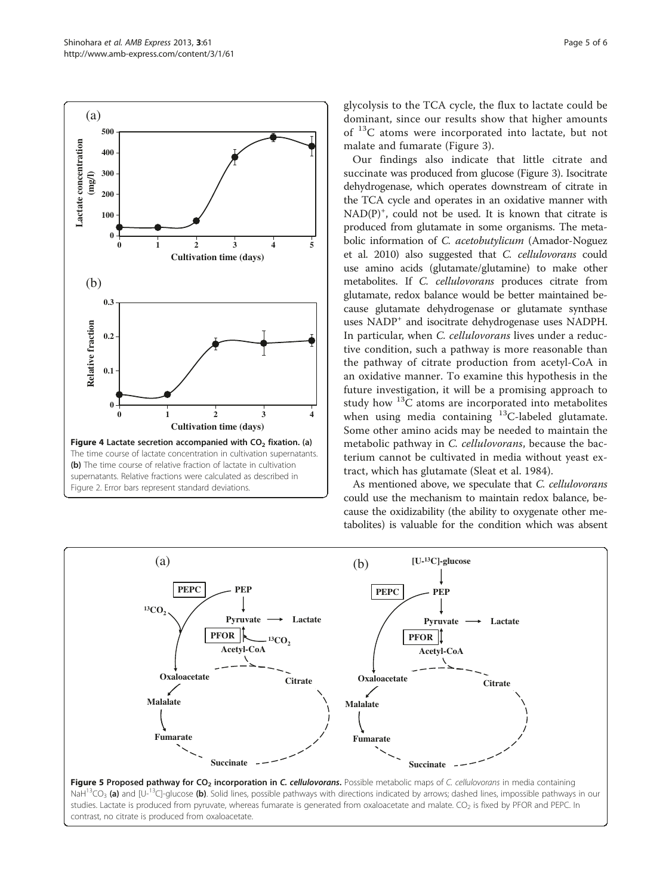**Figure 4 Lactate secretion accompanied with $CO_2$ fixation. (a)** The time course of lactate concentration in cultivation supernatants. **(b)** The time course of relative fraction of lactate in cultivation supernatants. Relative fractions were calculated as described in Figure 2. Error bars represent standard deviations.

glycolysis to the TCA cycle, the flux to lactate could be dominant, since our results show that higher amounts of $^{13}C$ atoms were incorporated into lactate, but not malate and fumarate (Figure 3).

Our findings also indicate that little citrate and succinate was produced from glucose (Figure 3). Isocitrate dehydrogenase, which operates downstream of citrate in the TCA cycle and operates in an oxidative manner with $NAD(P)^+$, could not be used. It is known that citrate is produced from glutamate in some organisms. The metabolic information of *C. acetobutylicum* (Amador-Noguez et al. 2010) also suggested that *C. cellulovorans* could use amino acids (glutamate/glutamine) to make other metabolites. If *C. cellulovorans* produces citrate from glutamate, redox balance would be better maintained because glutamate dehydrogenase or glutamate synthase uses $NADP^+$ and isocitrate dehydrogenase uses NADPH. In particular, when *C. cellulovorans* lives under a reductive condition, such a pathway is more reasonable than the pathway of citrate production from acetyl-CoA in an oxidative manner. To examine this hypothesis in the future investigation, it will be a promising approach to study how $^{13}C$ atoms are incorporated into metabolites when using media containing $^{13}C$-labeled glutamate. Some other amino acids may be needed to maintain the metabolic pathway in *C. cellulovorans*, because the bacterium cannot be cultivated in media without yeast extract, which has glutamate (Sleat et al. 1984).

As mentioned above, we speculate that *C. cellulovorans* could use the mechanism to maintain redox balance, because the oxidizability (the ability to oxygenate other metabolites) is valuable for the condition which was absent

**Figure 5 Proposed pathway for $CO_2$ incorporation in *C. cellulovorans*.** Possible metabolic maps of *C. cellulovorans* in media containing $NaH^{13}CO_3$ **(a)** and [U-$^{13}$C]-glucose **(b)**. Solid lines, possible pathways with directions indicated by arrows; dashed lines, impossible pathways in our studies. Lactate is produced from pyruvate, whereas fumarate is generated from oxaloacetate and malate. $CO_2$ is fixed by PFOR and PEPC. In contrast, no citrate is produced from oxaloacetate.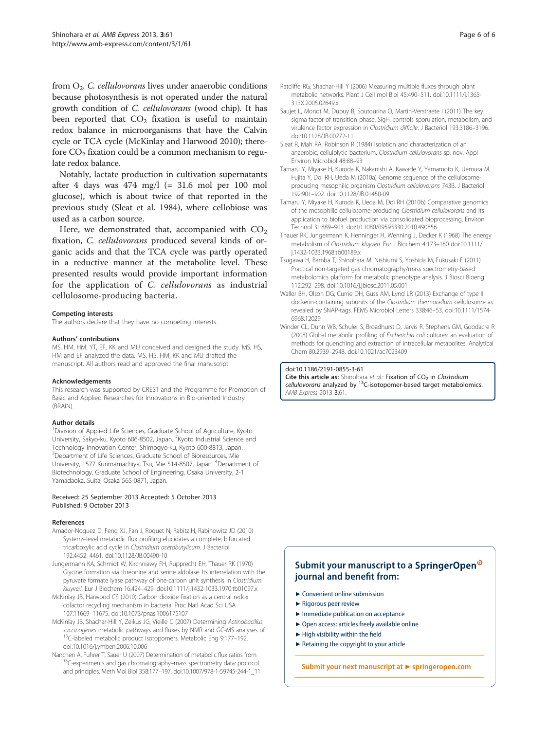from $O_2$. *C. cellulovorans* lives under anaerobic conditions because photosynthesis is not operated under the natural growth condition of *C. cellulovorans* (wood chip). It has been reported that $CO_2$ fixation is useful to maintain redox balance in microorganisms that have the Calvin cycle or TCA cycle (McKinlay and Harwood 2010); therefore $CO_2$ fixation could be a common mechanism to regulate redox balance.

Notably, lactate production in cultivation supernatants after 4 days was 474 mg/l (= 31.6 mol per 100 mol glucose), which is about twice of that reported in the previous study (Sleat et al. 1984), where cellobiose was used as a carbon source.

Here, we demonstrated that, accompanied with $CO_2$ fixation, *C. cellulovorans* produced several kinds of organic acids and that the TCA cycle was partly operated in a reductive manner at the metabolite level. These presented results would provide important information for the application of *C. cellulovorans* as industrial cellulosome-producing bacteria.

#### Competing interests
The authors declare that they have no competing interests.

#### Authors' contributions
MS, HM, HM, YT, EF, KK and MU conceived and designed the study. MS, HS, HM and EF analyzed the data. MS, HS, HM, KK and MU drafted the manuscript. All authors read and approved the final manuscript.

#### Acknowledgements
This research was supported by CREST and the Programme for Promotion of Basic and Applied Researches for Innovations in Bio-oriented Industry (BRAIN).

#### Author details
[1]Division of Applied Life Sciences, Graduate School of Agriculture, Kyoto University, Sakyo-ku, Kyoto 606-8502, Japan. [2]Kyoto Industrial Science and Technology Innovation Center, Shimogyo-ku, Kyoto 600-8813, Japan. [3]Department of Life Sciences, Graduate School of Bioresources, Mie University, 1577 Kurimamachiya, Tsu, Mie 514-8507, Japan. [4]Department of Biotechnology, Graduate School of Engineering, Osaka University, 2-1 Yamadaoka, Suita, Osaka 565-0871, Japan.

Received: 25 September 2013 Accepted: 5 October 2013
Published: 9 October 2013

#### References

Amador-Noguez D, Feng XJ, Fan J, Roquet N, Rabitz H, Rabinowitz JD (2010) Systems-level metabolic flux profiling elucidates a complete, bifurcated tricarboxylic acid cycle in *Clostridium acetobutylicum*. J Bacteriol 192:4452–4461. doi:10.1128/JB.00490-10

Jungermann KA, Schmidt W, Kirchniawy FH, Rupprecht EH, Thauer RK (1970) Glycine formation via threonine and serine aldolase. Its interrelation with the pyruvate formate lyase pathway of one-carbon unit synthesis in *Clostridium kluyveri*. Eur J Biochem 16:424–429. doi:10.1111/j.1432-1033.1970.tb01097.x

McKinlay JB, Harwood CS (2010) Carbon dioxide fixation as a central redox cofactor recycling mechanism in bacteria. Proc Natl Acad Sci USA 107:11669–11675. doi:10.1073/pnas.1006175107

McKinlay JB, Shachar-Hill Y, Zeikus JG, Vieille C (2007) Determining *Actinobacillus succinogenes* metabolic pathways and fluxes by NMR and GC-MS analyses of $^{13}$C-labeled metabolic product isotopomers. Metabolic Eng 9:177–192. doi:10.1016/j.ymben.2006.10.006

Nanchen A, Fuhrer T, Sauer U (2007) Determination of metabolic flux ratios from $^{13}$C-experiments and gas chromatography–mass spectrometry data: protocol and principles. Meth Mol Biol 358:177–197. doi:10.1007/978-1-59745-244-1_11

Ratcliffe RG, Shachar-Hill Y (2006) Measuring multiple fluxes through plant metabolic networks. Plant J Cell mol Biol 45:490–511. doi:10.1111/j.1365-313X.2005.02649.x

Saujet L, Monot M, Dupuy B, Soutourina O, Martin-Verstraete I (2011) The key sigma factor of transition phase, SigH, controls sporulation, metabolism, and virulence factor expression in *Clostridium difficile*. J Bacteriol 193:3186–3196. doi:10.1128/JB.00272-11

Sleat R, Mah RA, Robinson R (1984) Isolation and characterization of an anaerobic, cellulolytic bacterium. *Clostridium cellulovorans* sp. nov. Appl Environ Microbiol 48:88–93

Tamaru Y, Miyake H, Kuroda K, Nakanishi A, Kawade Y, Yamamoto K, Uemura M, Fujita Y, Doi RH, Ueda M (2010a) Genome sequence of the cellulosome-producing mesophilic organism *Clostridium cellulovorans* 743B. J Bacteriol 192:901–902. doi:10.1128/JB.01450-09

Tamaru Y, Miyake H, Kuroda K, Ueda M, Doi RH (2010b) Comparative genomics of the mesophilic cellulosome-producing *Clostridium cellulovorans* and its application to biofuel production via consolidated bioprocessing. Environ Technol 31:889–903. doi:10.1080/09593330.2010.490856

Thauer RK, Jungermann K, Henninger H, Wenning J, Decker K (1968) The energy metabolism of *Clostridium kluyveri*. Eur J Biochem 4:173–180 doi:10.1111/j.1432-1033.1968.tb00189.x

Tsugawa H, Bamba T, Shinohara M, Nishiumi S, Yoshida M, Fukusaki E (2011) Practical non-targeted gas chromatography/mass spectrometry-based metabolomics platform for metabolic phenotype analysis. J Biosci Bioeng 112:292–298. doi:10.1016/j.jbiosc.2011.05.001

Waller BH, Olson DG, Currie DH, Guss AM, Lynd LR (2013) Exchange of type II dockerin-containing subunits of the *Clostridium thermocellum* cellulosome as revealed by SNAP-tags. FEMS Microbiol Letters 338:46–53. doi:10.1111/1574-6968.12029

Winder CL, Dunn WB, Schuler S, Broadhurst D, Jarvis R, Stephens GM, Goodacre R (2008) Global metabolic profiling of *Escherichia coli* cultures: an evaluation of methods for quenching and extraction of intracellular metabolites. Analytical Chem 80:2939–2948. doi:10.1021/ac7023409

doi:10.1186/2191-0855-3-61
**Cite this article as:** Shinohara *et al.*: Fixation of $CO_2$ in *Clostridium cellulovorans* analyzed by $^{13}$C-isotopomer-based target metabolomics. *AMB Express* 2013 **3**:61.

**Submit your manuscript to a SpringerOpen journal and benefit from:**

- Convenient online submission
- Rigorous peer review
- Immediate publication on acceptance
- Open access: articles freely available online
- High visibility within the field
- Retaining the copyright to your article

**Submit your next manuscript at ► springeropen.com**